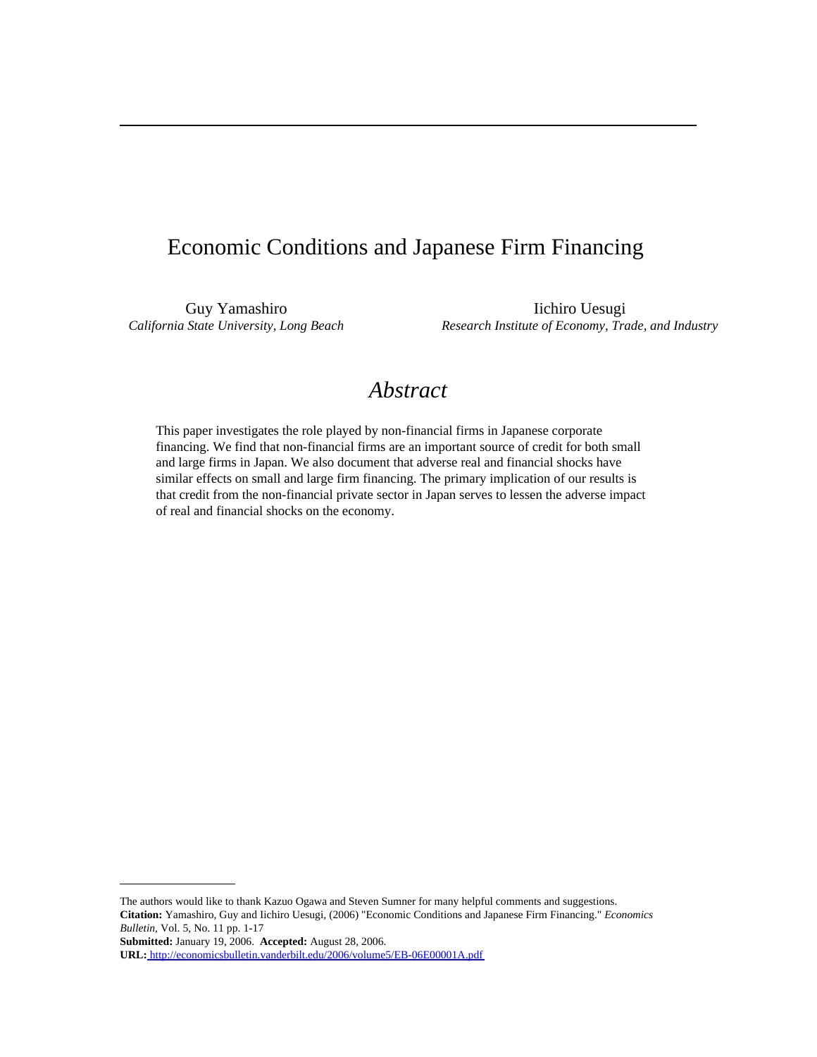# Economic Conditions and Japanese Firm Financing

Guy Yamashiro
*California State University, Long Beach*

Iichiro Uesugi
*Research Institute of Economy, Trade, and Industry*

## *Abstract*

This paper investigates the role played by non-financial firms in Japanese corporate financing. We find that non-financial firms are an important source of credit for both small and large firms in Japan. We also document that adverse real and financial shocks have similar effects on small and large firm financing. The primary implication of our results is that credit from the non-financial private sector in Japan serves to lessen the adverse impact of real and financial shocks on the economy.

---

The authors would like to thank Kazuo Ogawa and Steven Sumner for many helpful comments and suggestions.
**Citation:** Yamashiro, Guy and Iichiro Uesugi, (2006) "Economic Conditions and Japanese Firm Financing." *Economics Bulletin*, Vol. 5, No. 11 pp. 1-17
**Submitted:** January 19, 2006. **Accepted:** August 28, 2006.
**URL:** http://economicsbulletin.vanderbilt.edu/2006/volume5/EB-06E00001A.pdf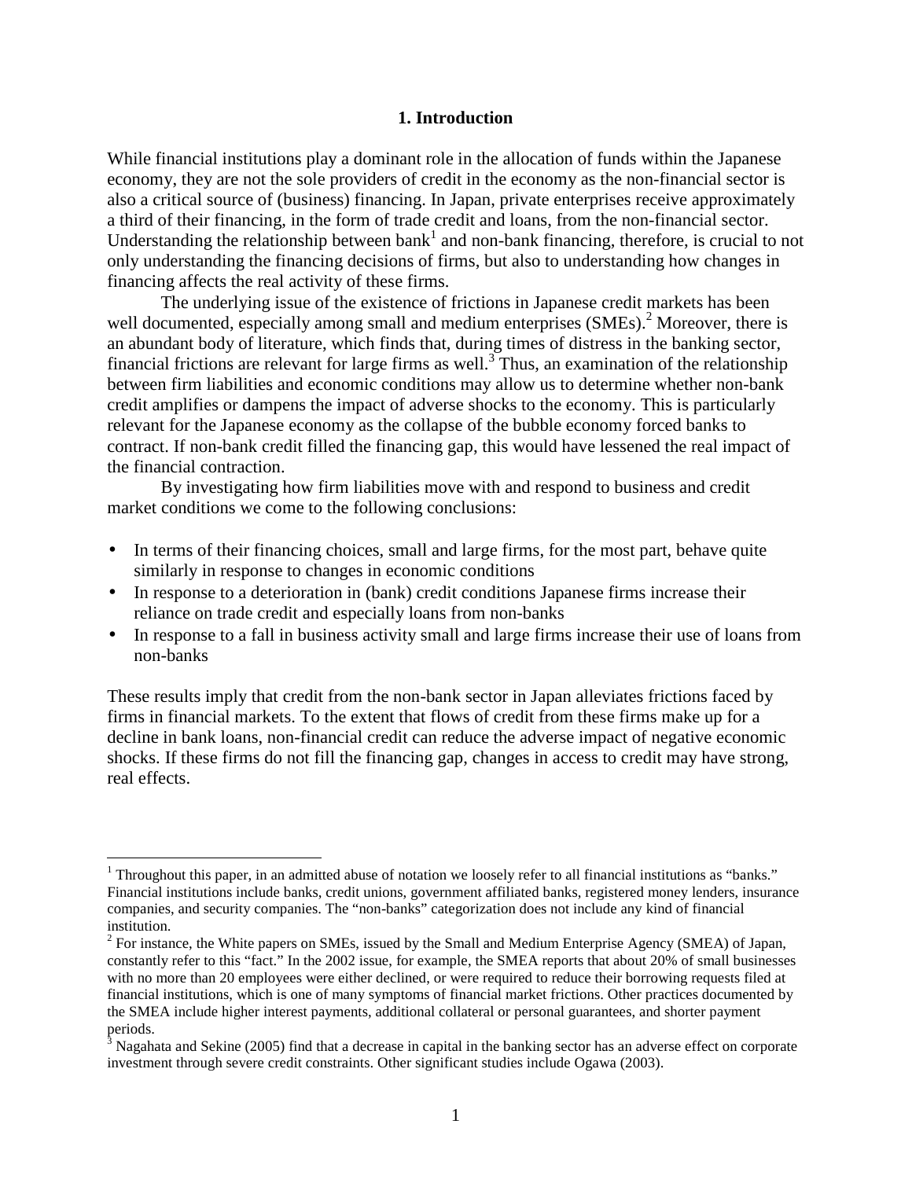## 1. Introduction

While financial institutions play a dominant role in the allocation of funds within the Japanese economy, they are not the sole providers of credit in the economy as the non-financial sector is also a critical source of (business) financing. In Japan, private enterprises receive approximately a third of their financing, in the form of trade credit and loans, from the non-financial sector. Understanding the relationship between bank[1] and non-bank financing, therefore, is crucial to not only understanding the financing decisions of firms, but also to understanding how changes in financing affects the real activity of these firms.

The underlying issue of the existence of frictions in Japanese credit markets has been well documented, especially among small and medium enterprises (SMEs).[2] Moreover, there is an abundant body of literature, which finds that, during times of distress in the banking sector, financial frictions are relevant for large firms as well.[3] Thus, an examination of the relationship between firm liabilities and economic conditions may allow us to determine whether non-bank credit amplifies or dampens the impact of adverse shocks to the economy. This is particularly relevant for the Japanese economy as the collapse of the bubble economy forced banks to contract. If non-bank credit filled the financing gap, this would have lessened the real impact of the financial contraction.

By investigating how firm liabilities move with and respond to business and credit market conditions we come to the following conclusions:

- In terms of their financing choices, small and large firms, for the most part, behave quite similarly in response to changes in economic conditions
- In response to a deterioration in (bank) credit conditions Japanese firms increase their reliance on trade credit and especially loans from non-banks
- In response to a fall in business activity small and large firms increase their use of loans from non-banks

These results imply that credit from the non-bank sector in Japan alleviates frictions faced by firms in financial markets. To the extent that flows of credit from these firms make up for a decline in bank loans, non-financial credit can reduce the adverse impact of negative economic shocks. If these firms do not fill the financing gap, changes in access to credit may have strong, real effects.

---

[1] Throughout this paper, in an admitted abuse of notation we loosely refer to all financial institutions as "banks." Financial institutions include banks, credit unions, government affiliated banks, registered money lenders, insurance companies, and security companies. The "non-banks" categorization does not include any kind of financial institution.

[2] For instance, the White papers on SMEs, issued by the Small and Medium Enterprise Agency (SMEA) of Japan, constantly refer to this "fact." In the 2002 issue, for example, the SMEA reports that about 20% of small businesses with no more than 20 employees were either declined, or were required to reduce their borrowing requests filed at financial institutions, which is one of many symptoms of financial market frictions. Other practices documented by the SMEA include higher interest payments, additional collateral or personal guarantees, and shorter payment periods.

[3] Nagahata and Sekine (2005) find that a decrease in capital in the banking sector has an adverse effect on corporate investment through severe credit constraints. Other significant studies include Ogawa (2003).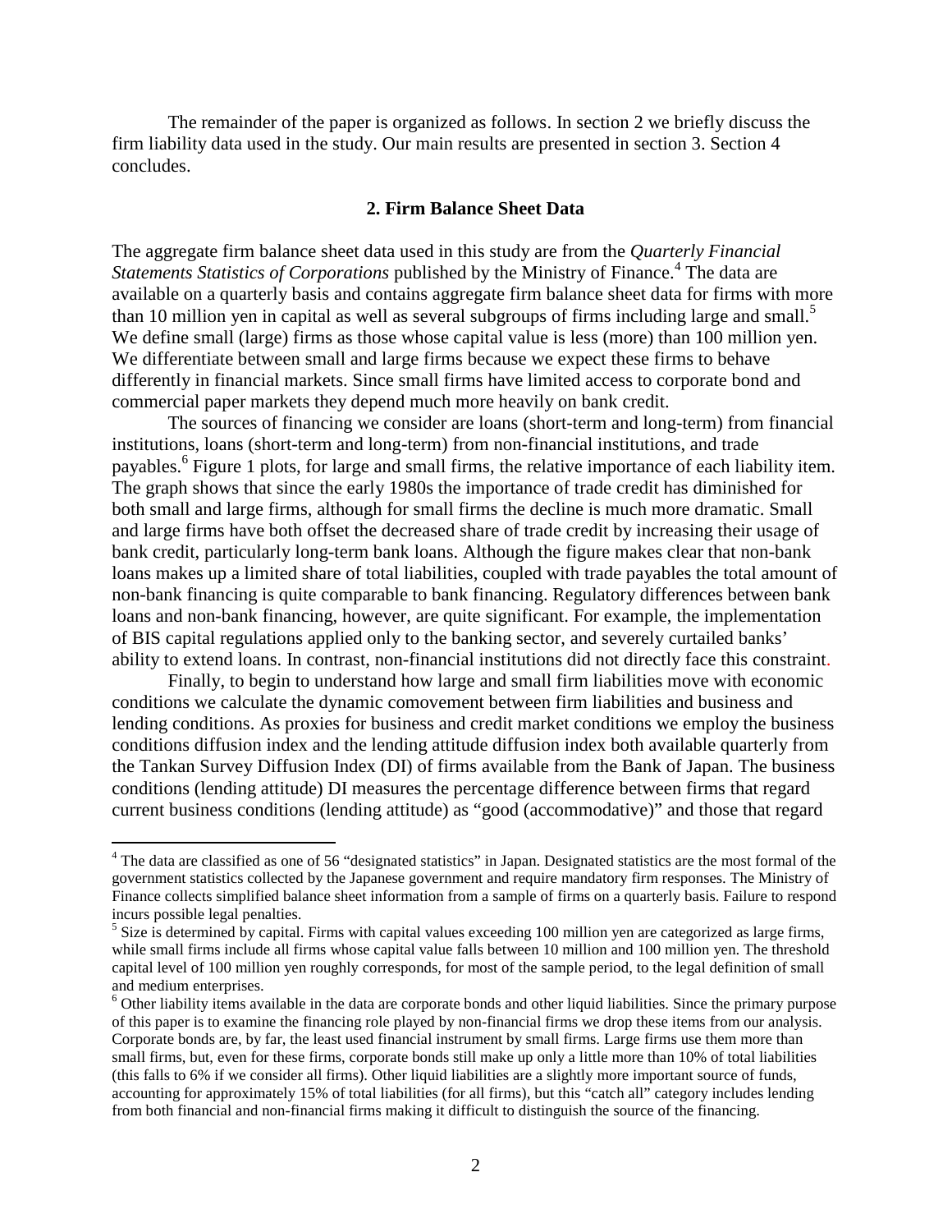The remainder of the paper is organized as follows. In section 2 we briefly discuss the firm liability data used in the study. Our main results are presented in section 3. Section 4 concludes.

## 2. Firm Balance Sheet Data

The aggregate firm balance sheet data used in this study are from the *Quarterly Financial Statements Statistics of Corporations* published by the Ministry of Finance.[4] The data are available on a quarterly basis and contains aggregate firm balance sheet data for firms with more than 10 million yen in capital as well as several subgroups of firms including large and small.[5] We define small (large) firms as those whose capital value is less (more) than 100 million yen. We differentiate between small and large firms because we expect these firms to behave differently in financial markets. Since small firms have limited access to corporate bond and commercial paper markets they depend much more heavily on bank credit.

The sources of financing we consider are loans (short-term and long-term) from financial institutions, loans (short-term and long-term) from non-financial institutions, and trade payables.[6] Figure 1 plots, for large and small firms, the relative importance of each liability item. The graph shows that since the early 1980s the importance of trade credit has diminished for both small and large firms, although for small firms the decline is much more dramatic. Small and large firms have both offset the decreased share of trade credit by increasing their usage of bank credit, particularly long-term bank loans. Although the figure makes clear that non-bank loans makes up a limited share of total liabilities, coupled with trade payables the total amount of non-bank financing is quite comparable to bank financing. Regulatory differences between bank loans and non-bank financing, however, are quite significant. For example, the implementation of BIS capital regulations applied only to the banking sector, and severely curtailed banks' ability to extend loans. In contrast, non-financial institutions did not directly face this constraint.

Finally, to begin to understand how large and small firm liabilities move with economic conditions we calculate the dynamic comovement between firm liabilities and business and lending conditions. As proxies for business and credit market conditions we employ the business conditions diffusion index and the lending attitude diffusion index both available quarterly from the Tankan Survey Diffusion Index (DI) of firms available from the Bank of Japan. The business conditions (lending attitude) DI measures the percentage difference between firms that regard current business conditions (lending attitude) as "good (accommodative)" and those that regard

---

[4] The data are classified as one of 56 "designated statistics" in Japan. Designated statistics are the most formal of the government statistics collected by the Japanese government and require mandatory firm responses. The Ministry of Finance collects simplified balance sheet information from a sample of firms on a quarterly basis. Failure to respond incurs possible legal penalties.

[5] Size is determined by capital. Firms with capital values exceeding 100 million yen are categorized as large firms, while small firms include all firms whose capital value falls between 10 million and 100 million yen. The threshold capital level of 100 million yen roughly corresponds, for most of the sample period, to the legal definition of small and medium enterprises.

[6] Other liability items available in the data are corporate bonds and other liquid liabilities. Since the primary purpose of this paper is to examine the financing role played by non-financial firms we drop these items from our analysis. Corporate bonds are, by far, the least used financial instrument by small firms. Large firms use them more than small firms, but, even for these firms, corporate bonds still make up only a little more than 10% of total liabilities (this falls to 6% if we consider all firms). Other liquid liabilities are a slightly more important source of funds, accounting for approximately 15% of total liabilities (for all firms), but this "catch all" category includes lending from both financial and non-financial firms making it difficult to distinguish the source of the financing.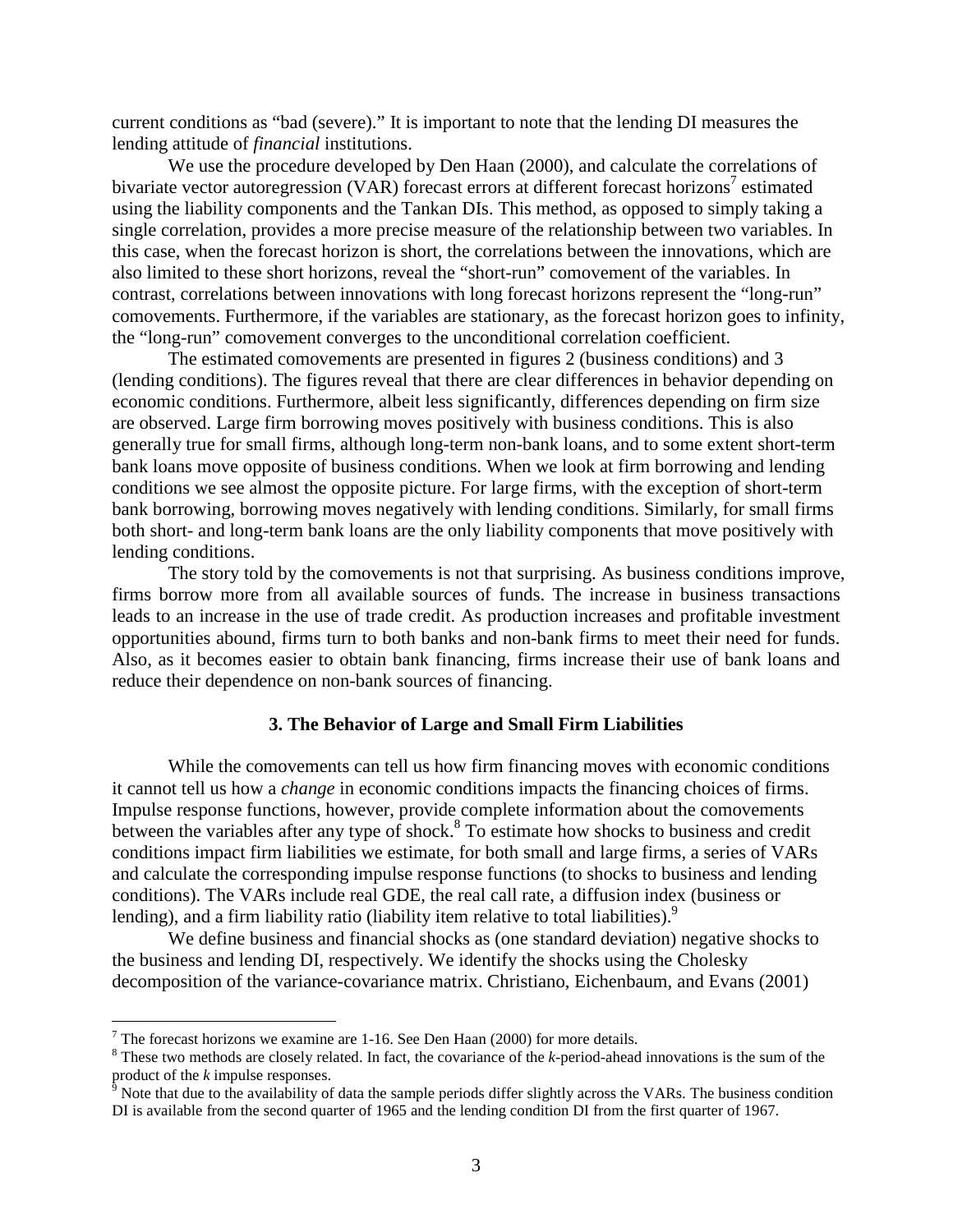current conditions as "bad (severe)." It is important to note that the lending DI measures the lending attitude of *financial* institutions.

We use the procedure developed by Den Haan (2000), and calculate the correlations of bivariate vector autoregression (VAR) forecast errors at different forecast horizons[7] estimated using the liability components and the Tankan DIs. This method, as opposed to simply taking a single correlation, provides a more precise measure of the relationship between two variables. In this case, when the forecast horizon is short, the correlations between the innovations, which are also limited to these short horizons, reveal the "short-run" comovement of the variables. In contrast, correlations between innovations with long forecast horizons represent the "long-run" comovements. Furthermore, if the variables are stationary, as the forecast horizon goes to infinity, the "long-run" comovement converges to the unconditional correlation coefficient.

The estimated comovements are presented in figures 2 (business conditions) and 3 (lending conditions). The figures reveal that there are clear differences in behavior depending on economic conditions. Furthermore, albeit less significantly, differences depending on firm size are observed. Large firm borrowing moves positively with business conditions. This is also generally true for small firms, although long-term non-bank loans, and to some extent short-term bank loans move opposite of business conditions. When we look at firm borrowing and lending conditions we see almost the opposite picture. For large firms, with the exception of short-term bank borrowing, borrowing moves negatively with lending conditions. Similarly, for small firms both short- and long-term bank loans are the only liability components that move positively with lending conditions.

The story told by the comovements is not that surprising. As business conditions improve, firms borrow more from all available sources of funds. The increase in business transactions leads to an increase in the use of trade credit. As production increases and profitable investment opportunities abound, firms turn to both banks and non-bank firms to meet their need for funds. Also, as it becomes easier to obtain bank financing, firms increase their use of bank loans and reduce their dependence on non-bank sources of financing.

## 3. The Behavior of Large and Small Firm Liabilities

While the comovements can tell us how firm financing moves with economic conditions it cannot tell us how a *change* in economic conditions impacts the financing choices of firms. Impulse response functions, however, provide complete information about the comovements between the variables after any type of shock.[8] To estimate how shocks to business and credit conditions impact firm liabilities we estimate, for both small and large firms, a series of VARs and calculate the corresponding impulse response functions (to shocks to business and lending conditions). The VARs include real GDE, the real call rate, a diffusion index (business or lending), and a firm liability ratio (liability item relative to total liabilities).[9]

We define business and financial shocks as (one standard deviation) negative shocks to the business and lending DI, respectively. We identify the shocks using the Cholesky decomposition of the variance-covariance matrix. Christiano, Eichenbaum, and Evans (2001)

---

[7] The forecast horizons we examine are 1-16. See Den Haan (2000) for more details.

[8] These two methods are closely related. In fact, the covariance of the *k*-period-ahead innovations is the sum of the product of the *k* impulse responses.

[9] Note that due to the availability of data the sample periods differ slightly across the VARs. The business condition DI is available from the second quarter of 1965 and the lending condition DI from the first quarter of 1967.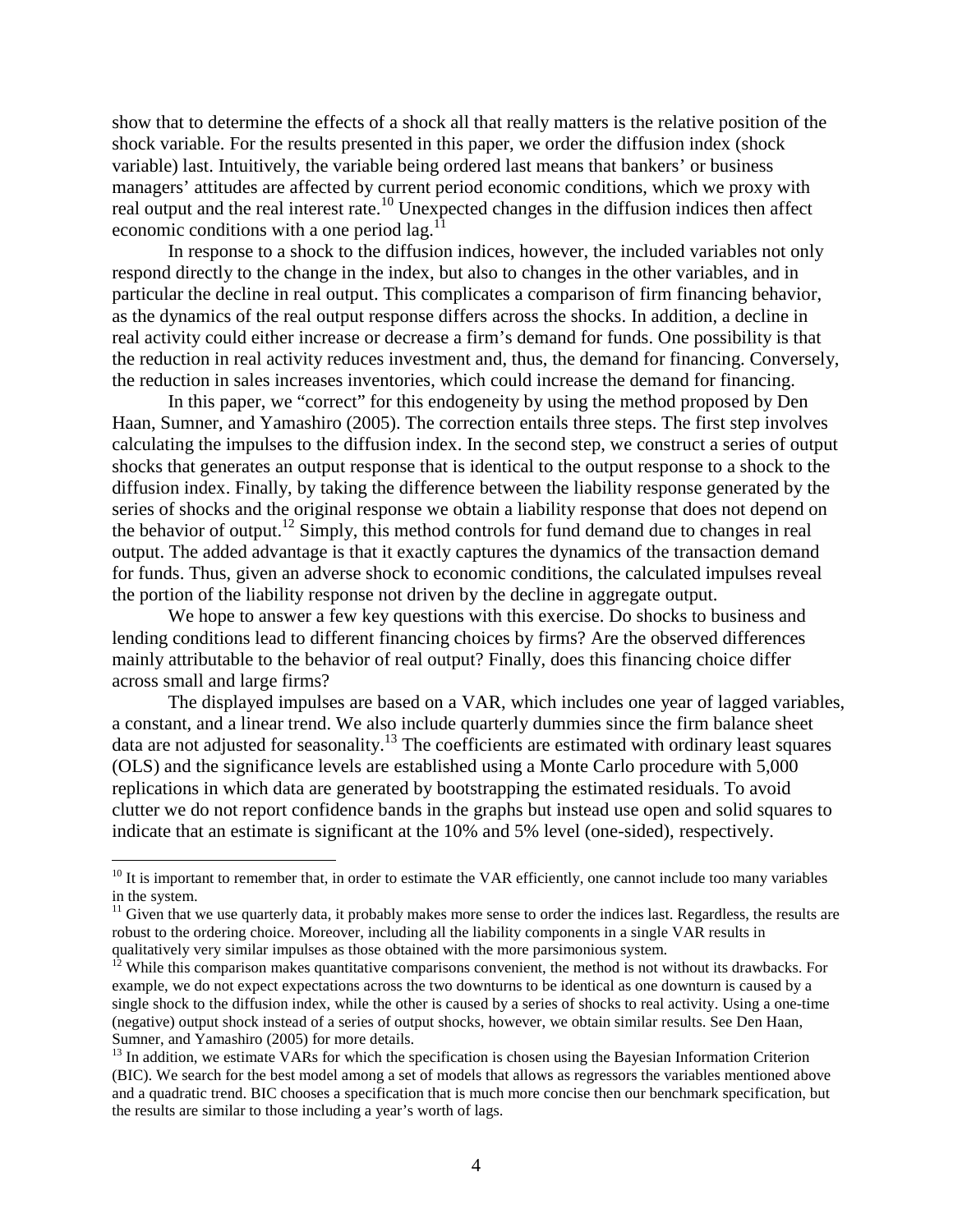show that to determine the effects of a shock all that really matters is the relative position of the shock variable. For the results presented in this paper, we order the diffusion index (shock variable) last. Intuitively, the variable being ordered last means that bankers' or business managers' attitudes are affected by current period economic conditions, which we proxy with real output and the real interest rate.[10] Unexpected changes in the diffusion indices then affect economic conditions with a one period lag.[11]

In response to a shock to the diffusion indices, however, the included variables not only respond directly to the change in the index, but also to changes in the other variables, and in particular the decline in real output. This complicates a comparison of firm financing behavior, as the dynamics of the real output response differs across the shocks. In addition, a decline in real activity could either increase or decrease a firm's demand for funds. One possibility is that the reduction in real activity reduces investment and, thus, the demand for financing. Conversely, the reduction in sales increases inventories, which could increase the demand for financing.

In this paper, we "correct" for this endogeneity by using the method proposed by Den Haan, Sumner, and Yamashiro (2005). The correction entails three steps. The first step involves calculating the impulses to the diffusion index. In the second step, we construct a series of output shocks that generates an output response that is identical to the output response to a shock to the diffusion index. Finally, by taking the difference between the liability response generated by the series of shocks and the original response we obtain a liability response that does not depend on the behavior of output.[12] Simply, this method controls for fund demand due to changes in real output. The added advantage is that it exactly captures the dynamics of the transaction demand for funds. Thus, given an adverse shock to economic conditions, the calculated impulses reveal the portion of the liability response not driven by the decline in aggregate output.

We hope to answer a few key questions with this exercise. Do shocks to business and lending conditions lead to different financing choices by firms? Are the observed differences mainly attributable to the behavior of real output? Finally, does this financing choice differ across small and large firms?

The displayed impulses are based on a VAR, which includes one year of lagged variables, a constant, and a linear trend. We also include quarterly dummies since the firm balance sheet data are not adjusted for seasonality.[13] The coefficients are estimated with ordinary least squares (OLS) and the significance levels are established using a Monte Carlo procedure with 5,000 replications in which data are generated by bootstrapping the estimated residuals. To avoid clutter we do not report confidence bands in the graphs but instead use open and solid squares to indicate that an estimate is significant at the 10% and 5% level (one-sided), respectively.

---

[10] It is important to remember that, in order to estimate the VAR efficiently, one cannot include too many variables in the system.

[11] Given that we use quarterly data, it probably makes more sense to order the indices last. Regardless, the results are robust to the ordering choice. Moreover, including all the liability components in a single VAR results in qualitatively very similar impulses as those obtained with the more parsimonious system.

[12] While this comparison makes quantitative comparisons convenient, the method is not without its drawbacks. For example, we do not expect expectations across the two downturns to be identical as one downturn is caused by a single shock to the diffusion index, while the other is caused by a series of shocks to real activity. Using a one-time (negative) output shock instead of a series of output shocks, however, we obtain similar results. See Den Haan, Sumner, and Yamashiro (2005) for more details.

[13] In addition, we estimate VARs for which the specification is chosen using the Bayesian Information Criterion (BIC). We search for the best model among a set of models that allows as regressors the variables mentioned above and a quadratic trend. BIC chooses a specification that is much more concise then our benchmark specification, but the results are similar to those including a year's worth of lags.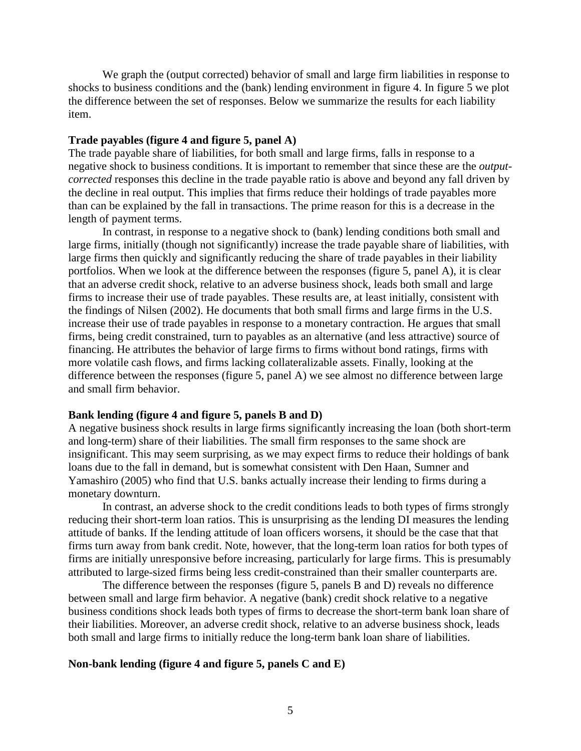We graph the (output corrected) behavior of small and large firm liabilities in response to shocks to business conditions and the (bank) lending environment in figure 4. In figure 5 we plot the difference between the set of responses. Below we summarize the results for each liability item.

**Trade payables (figure 4 and figure 5, panel A)**

The trade payable share of liabilities, for both small and large firms, falls in response to a negative shock to business conditions. It is important to remember that since these are the *output-corrected* responses this decline in the trade payable ratio is above and beyond any fall driven by the decline in real output. This implies that firms reduce their holdings of trade payables more than can be explained by the fall in transactions. The prime reason for this is a decrease in the length of payment terms.

In contrast, in response to a negative shock to (bank) lending conditions both small and large firms, initially (though not significantly) increase the trade payable share of liabilities, with large firms then quickly and significantly reducing the share of trade payables in their liability portfolios. When we look at the difference between the responses (figure 5, panel A), it is clear that an adverse credit shock, relative to an adverse business shock, leads both small and large firms to increase their use of trade payables. These results are, at least initially, consistent with the findings of Nilsen (2002). He documents that both small firms and large firms in the U.S. increase their use of trade payables in response to a monetary contraction. He argues that small firms, being credit constrained, turn to payables as an alternative (and less attractive) source of financing. He attributes the behavior of large firms to firms without bond ratings, firms with more volatile cash flows, and firms lacking collateralizable assets. Finally, looking at the difference between the responses (figure 5, panel A) we see almost no difference between large and small firm behavior.

**Bank lending (figure 4 and figure 5, panels B and D)**

A negative business shock results in large firms significantly increasing the loan (both short-term and long-term) share of their liabilities. The small firm responses to the same shock are insignificant. This may seem surprising, as we may expect firms to reduce their holdings of bank loans due to the fall in demand, but is somewhat consistent with Den Haan, Sumner and Yamashiro (2005) who find that U.S. banks actually increase their lending to firms during a monetary downturn.

In contrast, an adverse shock to the credit conditions leads to both types of firms strongly reducing their short-term loan ratios. This is unsurprising as the lending DI measures the lending attitude of banks. If the lending attitude of loan officers worsens, it should be the case that that firms turn away from bank credit. Note, however, that the long-term loan ratios for both types of firms are initially unresponsive before increasing, particularly for large firms. This is presumably attributed to large-sized firms being less credit-constrained than their smaller counterparts are.

The difference between the responses (figure 5, panels B and D) reveals no difference between small and large firm behavior. A negative (bank) credit shock relative to a negative business conditions shock leads both types of firms to decrease the short-term bank loan share of their liabilities. Moreover, an adverse credit shock, relative to an adverse business shock, leads both small and large firms to initially reduce the long-term bank loan share of liabilities.

**Non-bank lending (figure 4 and figure 5, panels C and E)**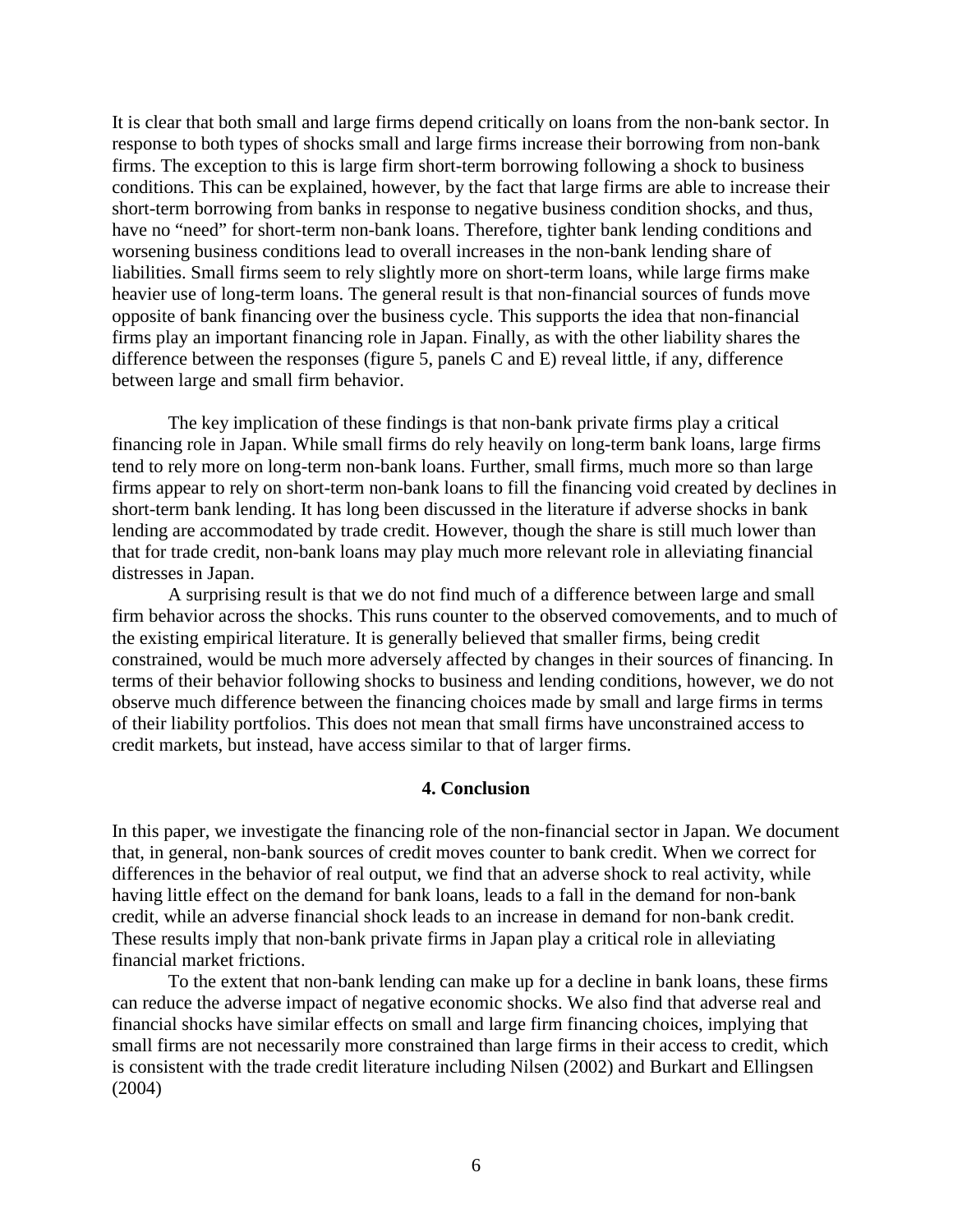It is clear that both small and large firms depend critically on loans from the non-bank sector. In response to both types of shocks small and large firms increase their borrowing from non-bank firms. The exception to this is large firm short-term borrowing following a shock to business conditions. This can be explained, however, by the fact that large firms are able to increase their short-term borrowing from banks in response to negative business condition shocks, and thus, have no "need" for short-term non-bank loans. Therefore, tighter bank lending conditions and worsening business conditions lead to overall increases in the non-bank lending share of liabilities. Small firms seem to rely slightly more on short-term loans, while large firms make heavier use of long-term loans. The general result is that non-financial sources of funds move opposite of bank financing over the business cycle. This supports the idea that non-financial firms play an important financing role in Japan. Finally, as with the other liability shares the difference between the responses (figure 5, panels C and E) reveal little, if any, difference between large and small firm behavior.

The key implication of these findings is that non-bank private firms play a critical financing role in Japan. While small firms do rely heavily on long-term bank loans, large firms tend to rely more on long-term non-bank loans. Further, small firms, much more so than large firms appear to rely on short-term non-bank loans to fill the financing void created by declines in short-term bank lending. It has long been discussed in the literature if adverse shocks in bank lending are accommodated by trade credit. However, though the share is still much lower than that for trade credit, non-bank loans may play much more relevant role in alleviating financial distresses in Japan.

A surprising result is that we do not find much of a difference between large and small firm behavior across the shocks. This runs counter to the observed comovements, and to much of the existing empirical literature. It is generally believed that smaller firms, being credit constrained, would be much more adversely affected by changes in their sources of financing. In terms of their behavior following shocks to business and lending conditions, however, we do not observe much difference between the financing choices made by small and large firms in terms of their liability portfolios. This does not mean that small firms have unconstrained access to credit markets, but instead, have access similar to that of larger firms.

## 4. Conclusion

In this paper, we investigate the financing role of the non-financial sector in Japan. We document that, in general, non-bank sources of credit moves counter to bank credit. When we correct for differences in the behavior of real output, we find that an adverse shock to real activity, while having little effect on the demand for bank loans, leads to a fall in the demand for non-bank credit, while an adverse financial shock leads to an increase in demand for non-bank credit. These results imply that non-bank private firms in Japan play a critical role in alleviating financial market frictions.

To the extent that non-bank lending can make up for a decline in bank loans, these firms can reduce the adverse impact of negative economic shocks. We also find that adverse real and financial shocks have similar effects on small and large firm financing choices, implying that small firms are not necessarily more constrained than large firms in their access to credit, which is consistent with the trade credit literature including Nilsen (2002) and Burkart and Ellingsen (2004)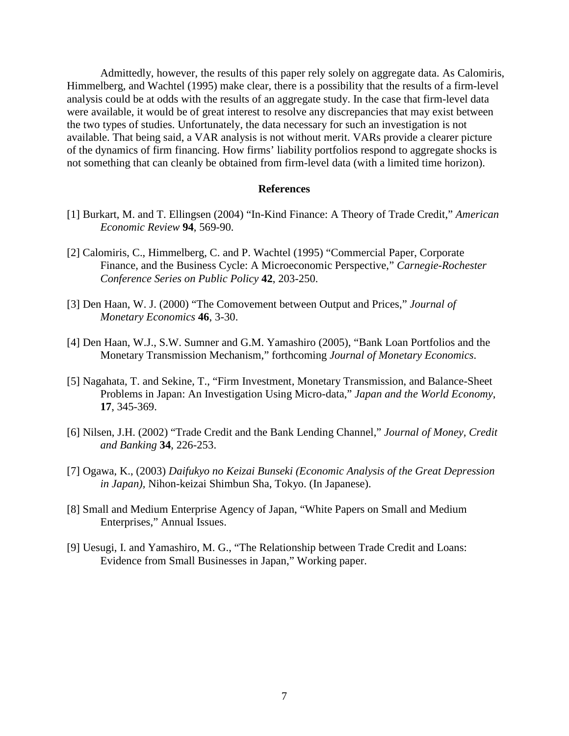Admittedly, however, the results of this paper rely solely on aggregate data. As Calomiris, Himmelberg, and Wachtel (1995) make clear, there is a possibility that the results of a firm-level analysis could be at odds with the results of an aggregate study. In the case that firm-level data were available, it would be of great interest to resolve any discrepancies that may exist between the two types of studies. Unfortunately, the data necessary for such an investigation is not available. That being said, a VAR analysis is not without merit. VARs provide a clearer picture of the dynamics of firm financing. How firms' liability portfolios respond to aggregate shocks is not something that can cleanly be obtained from firm-level data (with a limited time horizon).

## References

[1] Burkart, M. and T. Ellingsen (2004) "In-Kind Finance: A Theory of Trade Credit," *American Economic Review* **94**, 569-90.

[2] Calomiris, C., Himmelberg, C. and P. Wachtel (1995) "Commercial Paper, Corporate Finance, and the Business Cycle: A Microeconomic Perspective," *Carnegie-Rochester Conference Series on Public Policy* **42**, 203-250.

[3] Den Haan, W. J. (2000) "The Comovement between Output and Prices," *Journal of Monetary Economics* **46**, 3-30.

[4] Den Haan, W.J., S.W. Sumner and G.M. Yamashiro (2005), "Bank Loan Portfolios and the Monetary Transmission Mechanism," forthcoming *Journal of Monetary Economics*.

[5] Nagahata, T. and Sekine, T., "Firm Investment, Monetary Transmission, and Balance-Sheet Problems in Japan: An Investigation Using Micro-data," *Japan and the World Economy*, **17**, 345-369.

[6] Nilsen, J.H. (2002) "Trade Credit and the Bank Lending Channel," *Journal of Money, Credit and Banking* **34**, 226-253.

[7] Ogawa, K., (2003) *Daifukyo no Keizai Bunseki (Economic Analysis of the Great Depression in Japan)*, Nihon-keizai Shimbun Sha, Tokyo. (In Japanese).

[8] Small and Medium Enterprise Agency of Japan, "White Papers on Small and Medium Enterprises," Annual Issues.

[9] Uesugi, I. and Yamashiro, M. G., "The Relationship between Trade Credit and Loans: Evidence from Small Businesses in Japan," Working paper.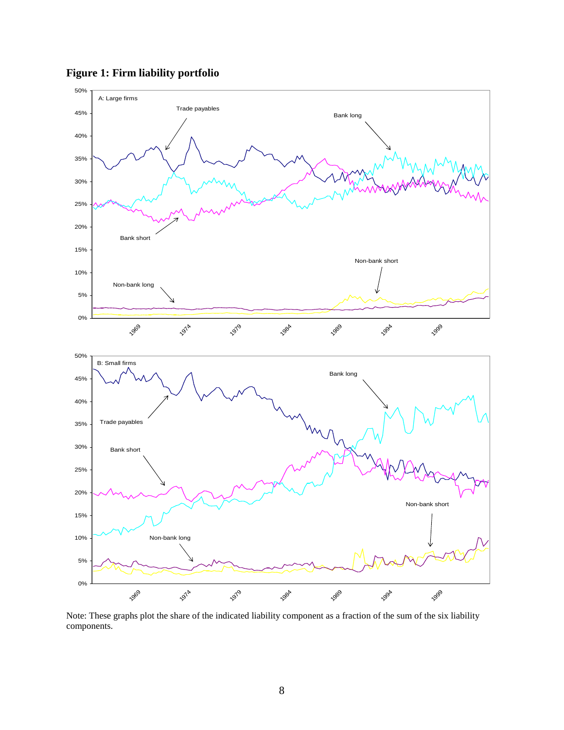**Figure 1: Firm liability portfolio**

Note: These graphs plot the share of the indicated liability component as a fraction of the sum of the six liability components.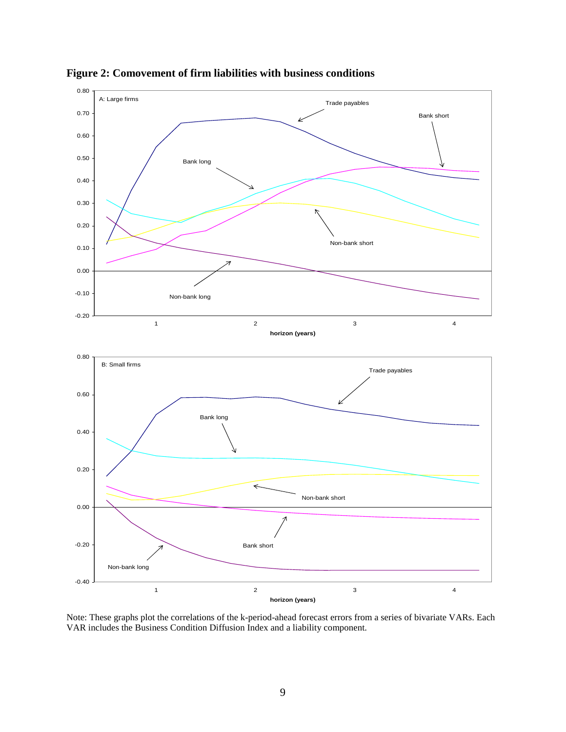**Figure 2: Comovement of firm liabilities with business conditions**

Note: These graphs plot the correlations of the k-period-ahead forecast errors from a series of bivariate VARs. Each VAR includes the Business Condition Diffusion Index and a liability component.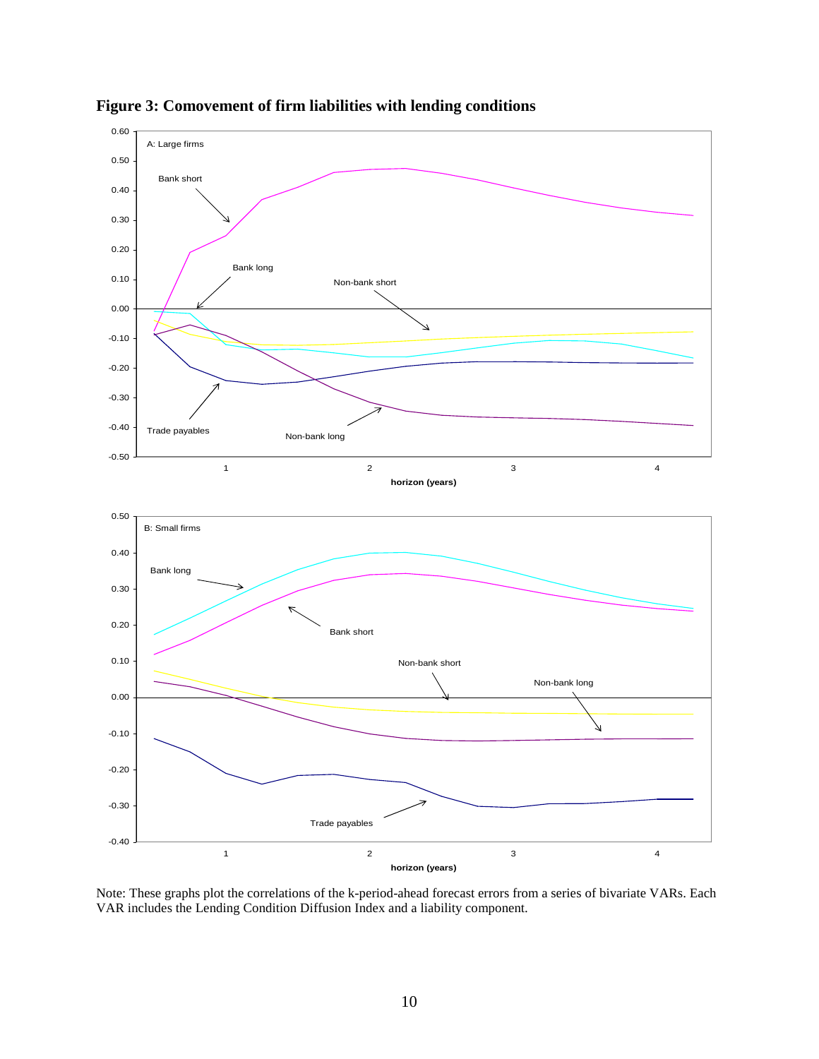**Figure 3: Comovement of firm liabilities with lending conditions**

Note: These graphs plot the correlations of the k-period-ahead forecast errors from a series of bivariate VARs. Each VAR includes the Lending Condition Diffusion Index and a liability component.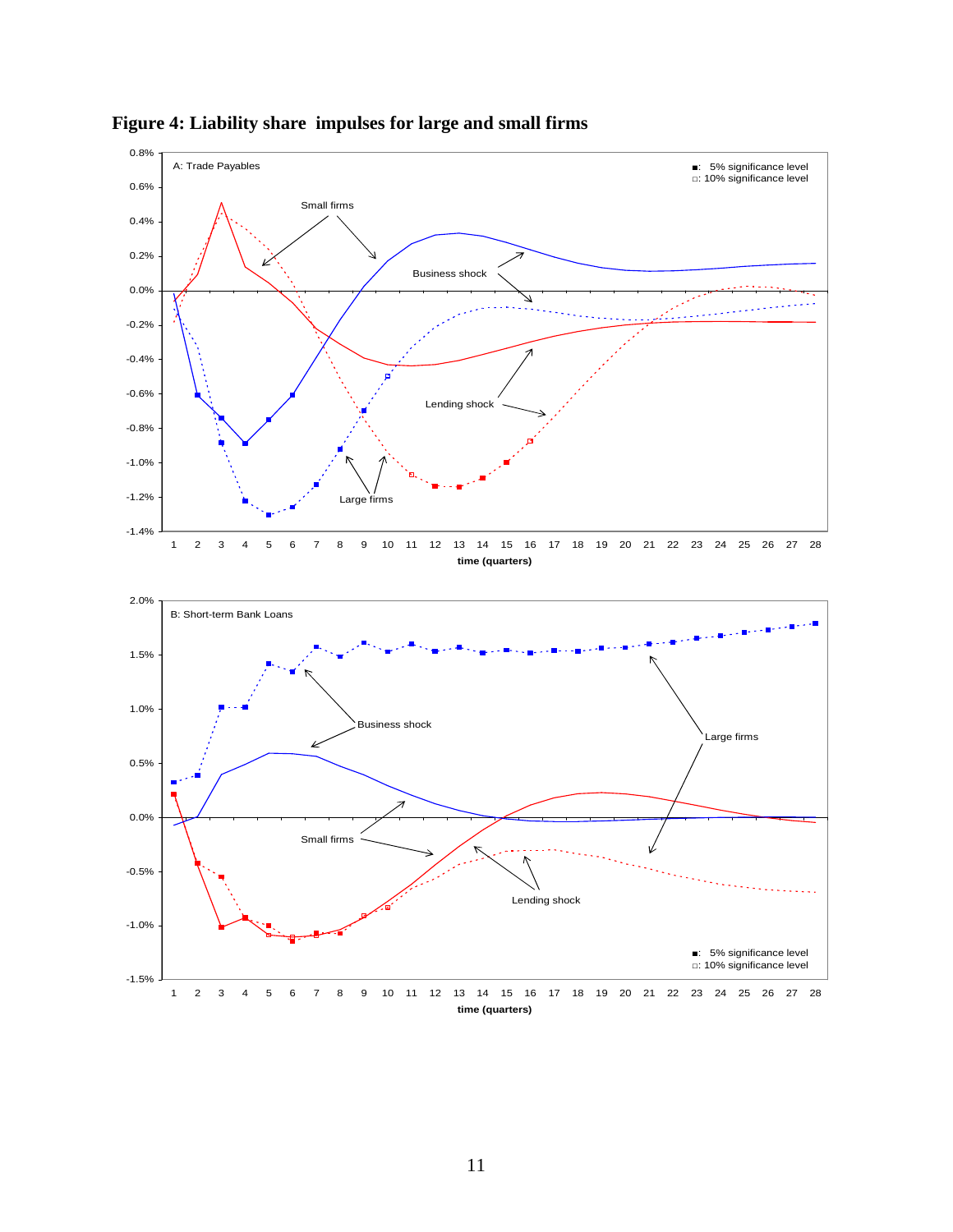**Figure 4: Liability share impulses for large and small firms**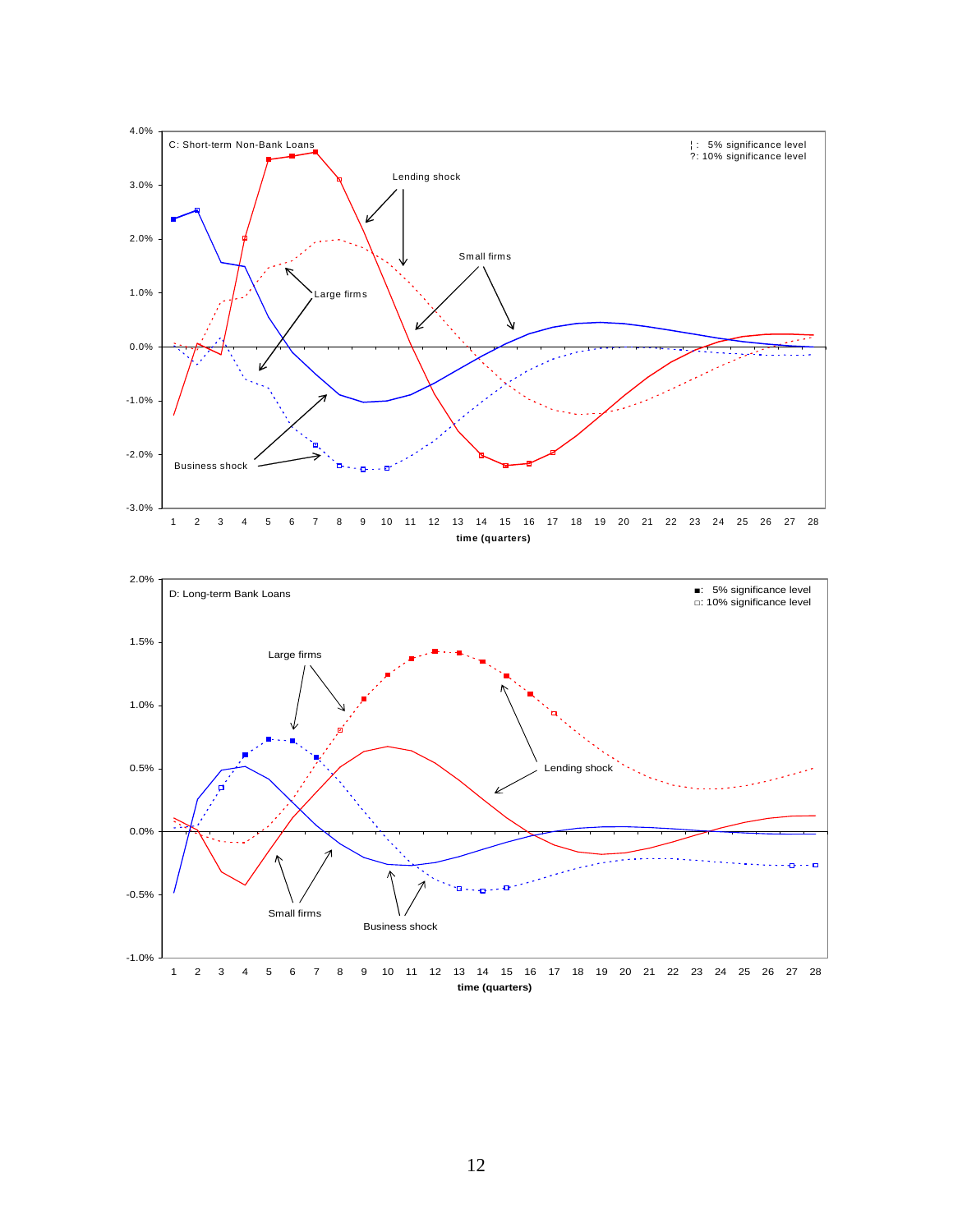C: Short-term Non-Bank Loans

¦ : 5% significance level
?: 10% significance level

Lending shock

Small firms

Large firms

Business shock

time (quarters)

D: Long-term Bank Loans

■: 5% significance level
□: 10% significance level

Large firms

Lending shock

Small firms

Business shock

time (quarters)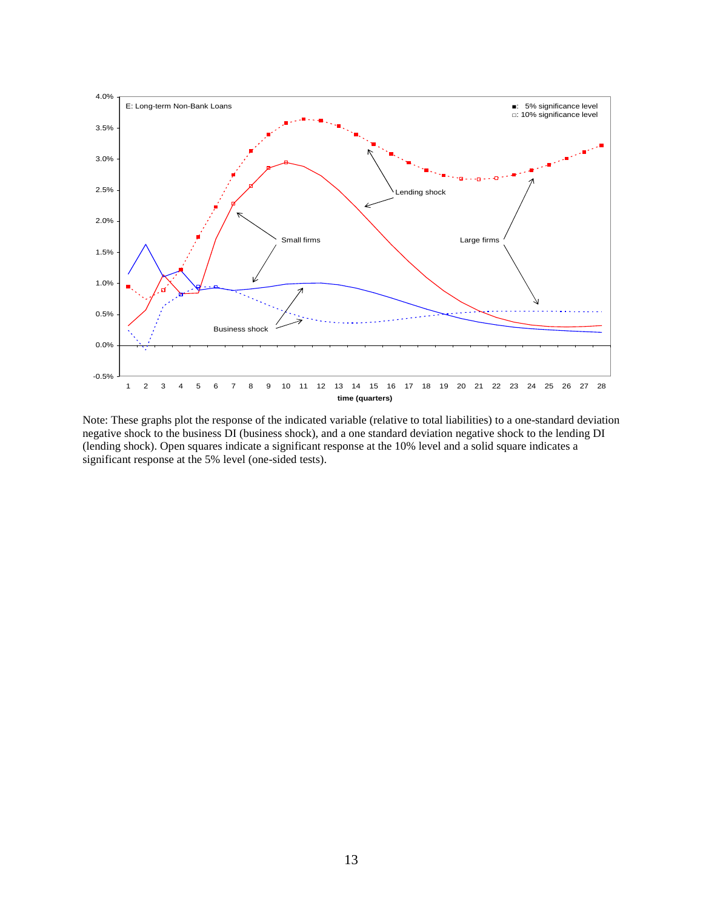E: Long-term Non-Bank Loans

■: 5% significance level
□: 10% significance level

Note: These graphs plot the response of the indicated variable (relative to total liabilities) to a one-standard deviation negative shock to the business DI (business shock), and a one standard deviation negative shock to the lending DI (lending shock). Open squares indicate a significant response at the 10% level and a solid square indicates a significant response at the 5% level (one-sided tests).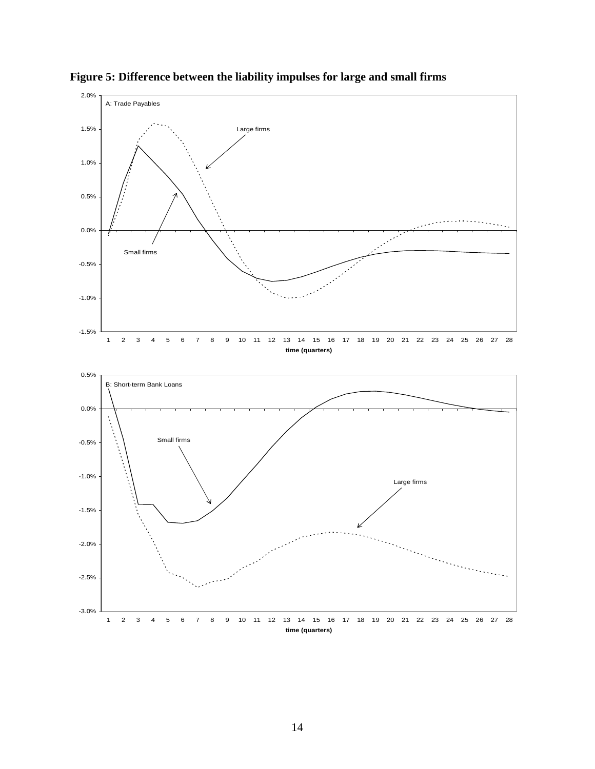**Figure 5: Difference between the liability impulses for large and small firms**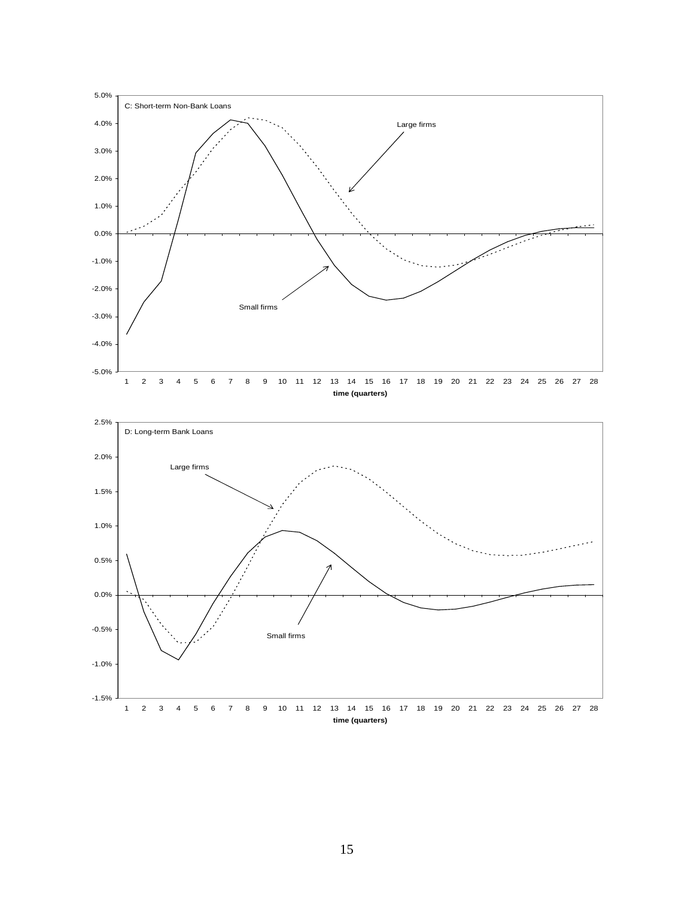C: Short-term Non-Bank Loans

D: Long-term Bank Loans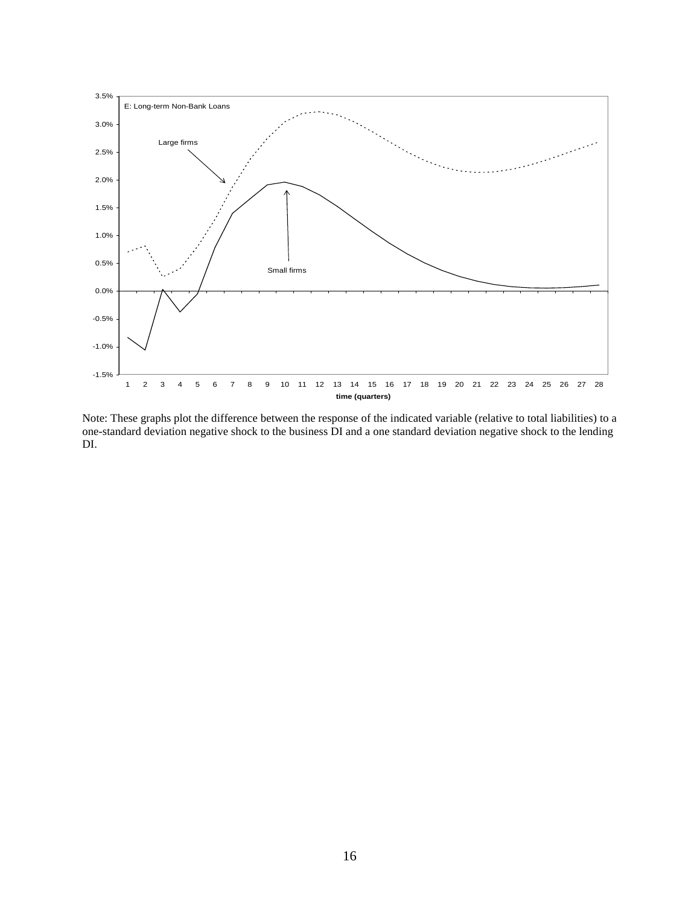E: Long-term Non-Bank Loans

Large firms

Small firms

3.5%
3.0%
2.5%
2.0%
1.5%
1.0%
0.5%
0.0%
-0.5%
-1.0%
-1.5%

1 2 3 4 5 6 7 8 9 10 11 12 13 14 15 16 17 18 19 20 21 22 23 24 25 26 27 28

time (quarters)

Note: These graphs plot the difference between the response of the indicated variable (relative to total liabilities) to a one-standard deviation negative shock to the business DI and a one standard deviation negative shock to the lending DI.